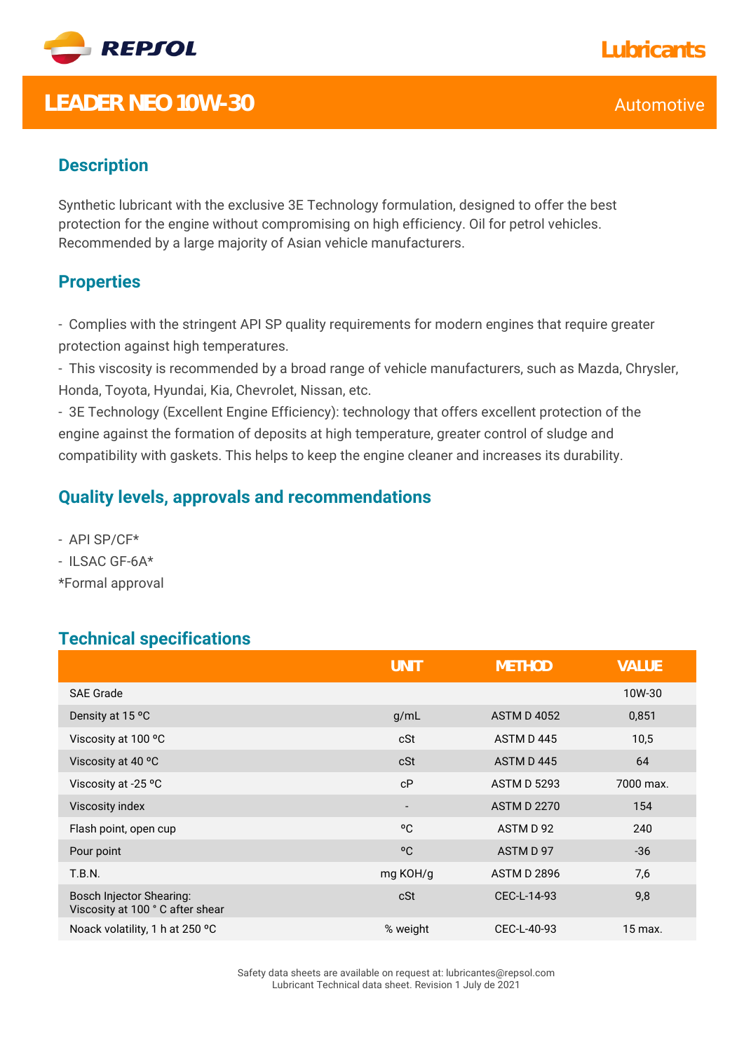REPSOL

Lubricants

# LEADER NEO 10W-30

Automotive

## Description

Synthetic lubricant with the exclusive 3E Technology formulation, designed to offer the best protection for the engine without compromising on high efficiency. Oil for petrol vehicles. Recommended by a large majority of Asian vehicle manufacturers.

## Properties

- Complies with the stringent API SP quality requirements for modern engines that require greater protection against high temperatures.
- This viscosity is recommended by a broad range of vehicle manufacturers, such as Mazda, Chrysler, Honda, Toyota, Hyundai, Kia, Chevrolet, Nissan, etc.
- 3E Technology (Excellent Engine Efficiency): technology that offers excellent protection of the engine against the formation of deposits at high temperature, greater control of sludge and compatibility with gaskets. This helps to keep the engine cleaner and increases its durability.

## Quality levels, approvals and recommendations

- API SP/CF*
- ILSAC GF-6A*

*Formal approval

## Technical specifications

| | UNIT | METHOD | VALUE |
|---|---|---|---|
| SAE Grade | | | 10W-30 |
| Density at 15 ºC | g/mL | ASTM D 4052 | 0,851 |
| Viscosity at 100 ºC | cSt | ASTM D 445 | 10,5 |
| Viscosity at 40 ºC | cSt | ASTM D 445 | 64 |
| Viscosity at -25 ºC | cP | ASTM D 5293 | 7000 max. |
| Viscosity index | - | ASTM D 2270 | 154 |
| Flash point, open cup | ºC | ASTM D 92 | 240 |
| Pour point | ºC | ASTM D 97 | -36 |
| T.B.N. | mg KOH/g | ASTM D 2896 | 7,6 |
| Bosch Injector Shearing: Viscosity at 100 ° C after shear | cSt | CEC-L-14-93 | 9,8 |
| Noack volatility, 1 h at 250 ºC | % weight | CEC-L-40-93 | 15 max. |

Safety data sheets are available on request at: lubricantes@repsol.com
Lubricant Technical data sheet. Revision 1 July de 2021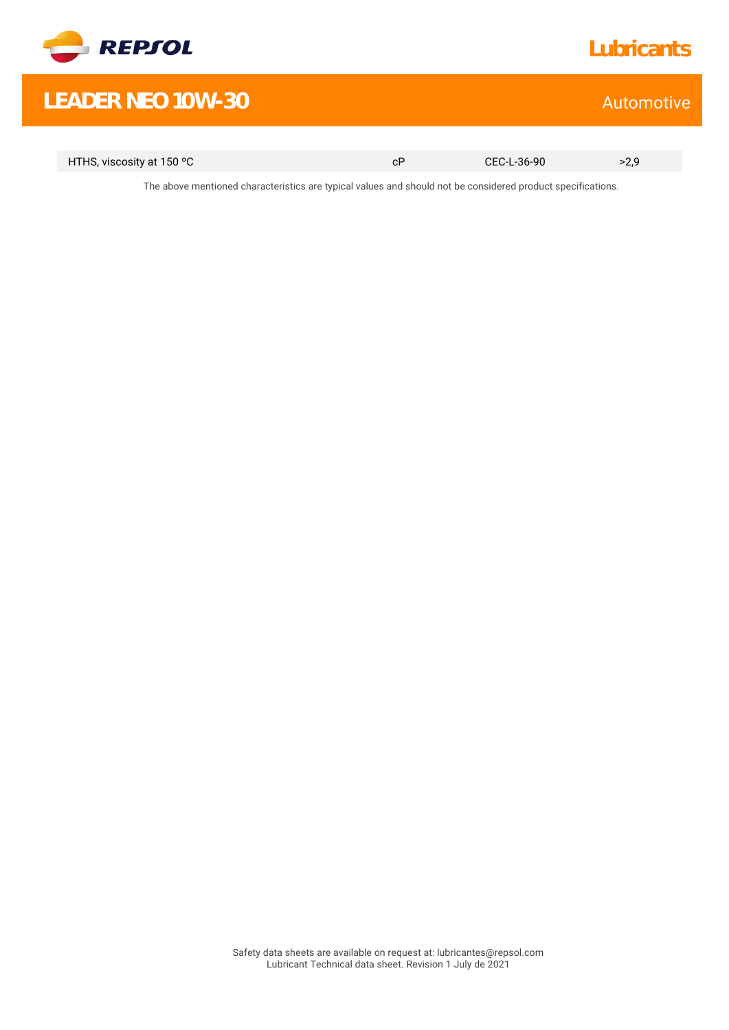| | | | |
|---|---|---|---|
| HTHS, viscosity at 150 ºC | cP | CEC-L-36-90 | >2,9 |

The above mentioned characteristics are typical values and should not be considered product specifications.

Safety data sheets are available on request at: lubricantes@repsol.com
Lubricant Technical data sheet. Revision 1 July de 2021